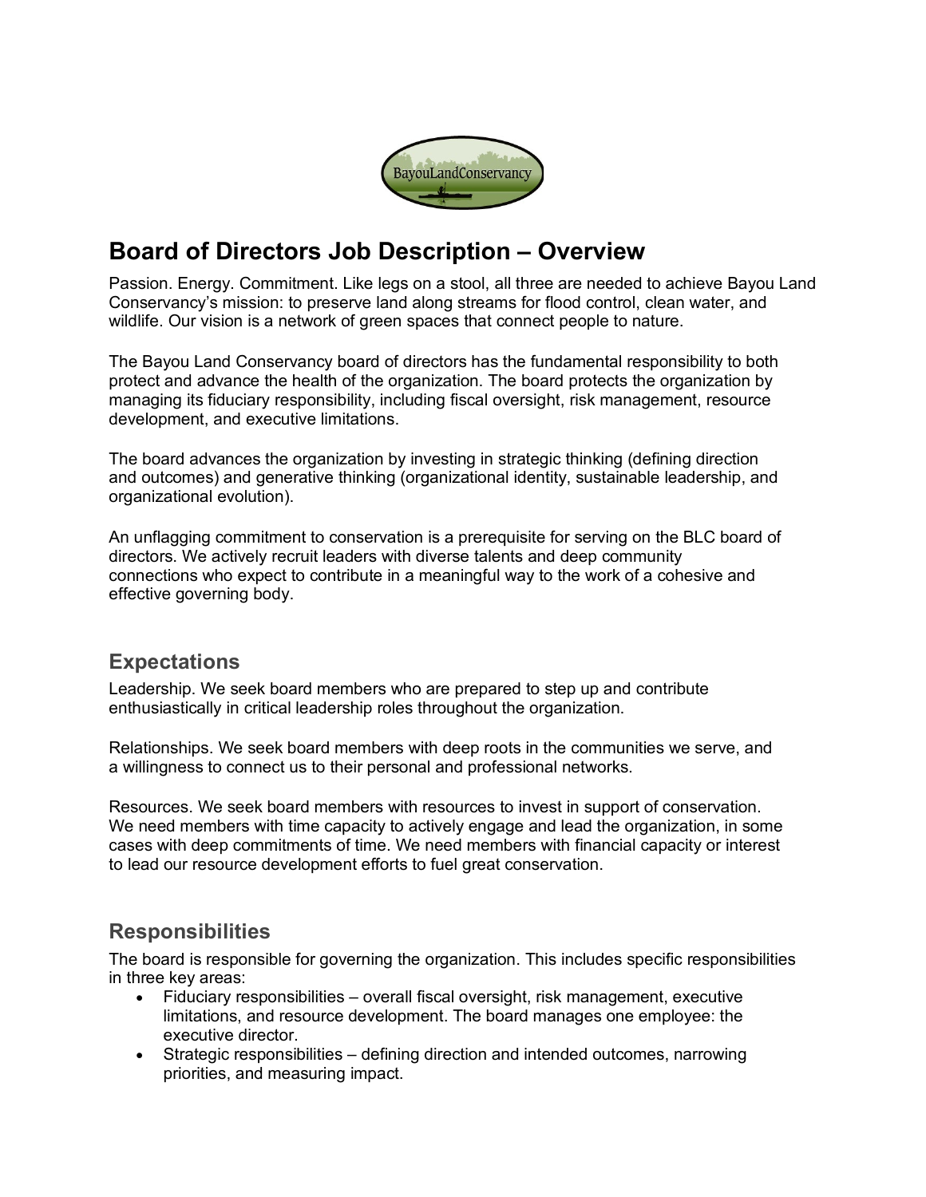# Board of Directors Job Description – Overview

Passion. Energy. Commitment. Like legs on a stool, all three are needed to achieve Bayou Land Conservancy's mission: to preserve land along streams for flood control, clean water, and wildlife. Our vision is a network of green spaces that connect people to nature.

The Bayou Land Conservancy board of directors has the fundamental responsibility to both protect and advance the health of the organization. The board protects the organization by managing its fiduciary responsibility, including fiscal oversight, risk management, resource development, and executive limitations.

The board advances the organization by investing in strategic thinking (defining direction and outcomes) and generative thinking (organizational identity, sustainable leadership, and organizational evolution).

An unflagging commitment to conservation is a prerequisite for serving on the BLC board of directors. We actively recruit leaders with diverse talents and deep community connections who expect to contribute in a meaningful way to the work of a cohesive and effective governing body.

## Expectations

Leadership. We seek board members who are prepared to step up and contribute enthusiastically in critical leadership roles throughout the organization.

Relationships. We seek board members with deep roots in the communities we serve, and a willingness to connect us to their personal and professional networks.

Resources. We seek board members with resources to invest in support of conservation. We need members with time capacity to actively engage and lead the organization, in some cases with deep commitments of time. We need members with financial capacity or interest to lead our resource development efforts to fuel great conservation.

## Responsibilities

The board is responsible for governing the organization. This includes specific responsibilities in three key areas:

- Fiduciary responsibilities – overall fiscal oversight, risk management, executive limitations, and resource development. The board manages one employee: the executive director.
- Strategic responsibilities – defining direction and intended outcomes, narrowing priorities, and measuring impact.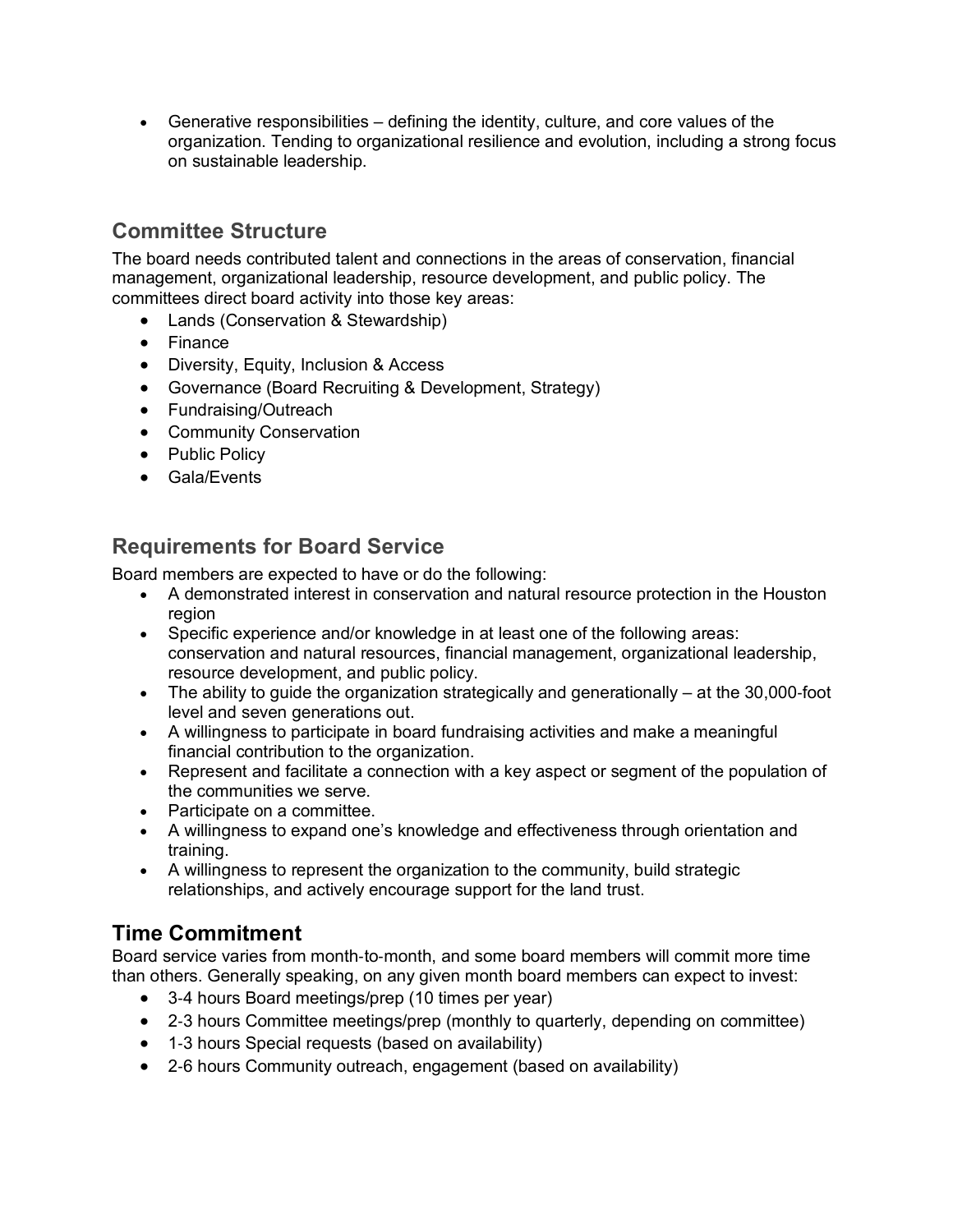- Generative responsibilities – defining the identity, culture, and core values of the organization. Tending to organizational resilience and evolution, including a strong focus on sustainable leadership.

## Committee Structure

The board needs contributed talent and connections in the areas of conservation, financial management, organizational leadership, resource development, and public policy. The committees direct board activity into those key areas:

- Lands (Conservation & Stewardship)
- Finance
- Diversity, Equity, Inclusion & Access
- Governance (Board Recruiting & Development, Strategy)
- Fundraising/Outreach
- Community Conservation
- Public Policy
- Gala/Events

## Requirements for Board Service

Board members are expected to have or do the following:

- A demonstrated interest in conservation and natural resource protection in the Houston region
- Specific experience and/or knowledge in at least one of the following areas: conservation and natural resources, financial management, organizational leadership, resource development, and public policy.
- The ability to guide the organization strategically and generationally – at the 30,000-foot level and seven generations out.
- A willingness to participate in board fundraising activities and make a meaningful financial contribution to the organization.
- Represent and facilitate a connection with a key aspect or segment of the population of the communities we serve.
- Participate on a committee.
- A willingness to expand one's knowledge and effectiveness through orientation and training.
- A willingness to represent the organization to the community, build strategic relationships, and actively encourage support for the land trust.

## Time Commitment

Board service varies from month-to-month, and some board members will commit more time than others. Generally speaking, on any given month board members can expect to invest:

- 3-4 hours Board meetings/prep (10 times per year)
- 2-3 hours Committee meetings/prep (monthly to quarterly, depending on committee)
- 1-3 hours Special requests (based on availability)
- 2-6 hours Community outreach, engagement (based on availability)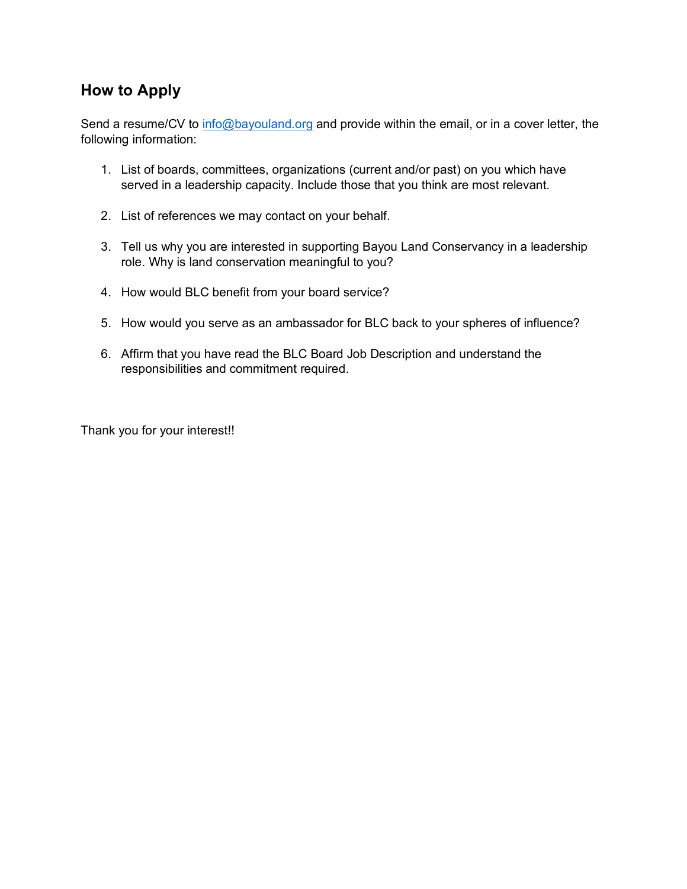## How to Apply

Send a resume/CV to info@bayouland.org and provide within the email, or in a cover letter, the following information:

1. List of boards, committees, organizations (current and/or past) on you which have served in a leadership capacity. Include those that you think are most relevant.

2. List of references we may contact on your behalf.

3. Tell us why you are interested in supporting Bayou Land Conservancy in a leadership role. Why is land conservation meaningful to you?

4. How would BLC benefit from your board service?

5. How would you serve as an ambassador for BLC back to your spheres of influence?

6. Affirm that you have read the BLC Board Job Description and understand the responsibilities and commitment required.

Thank you for your interest!!